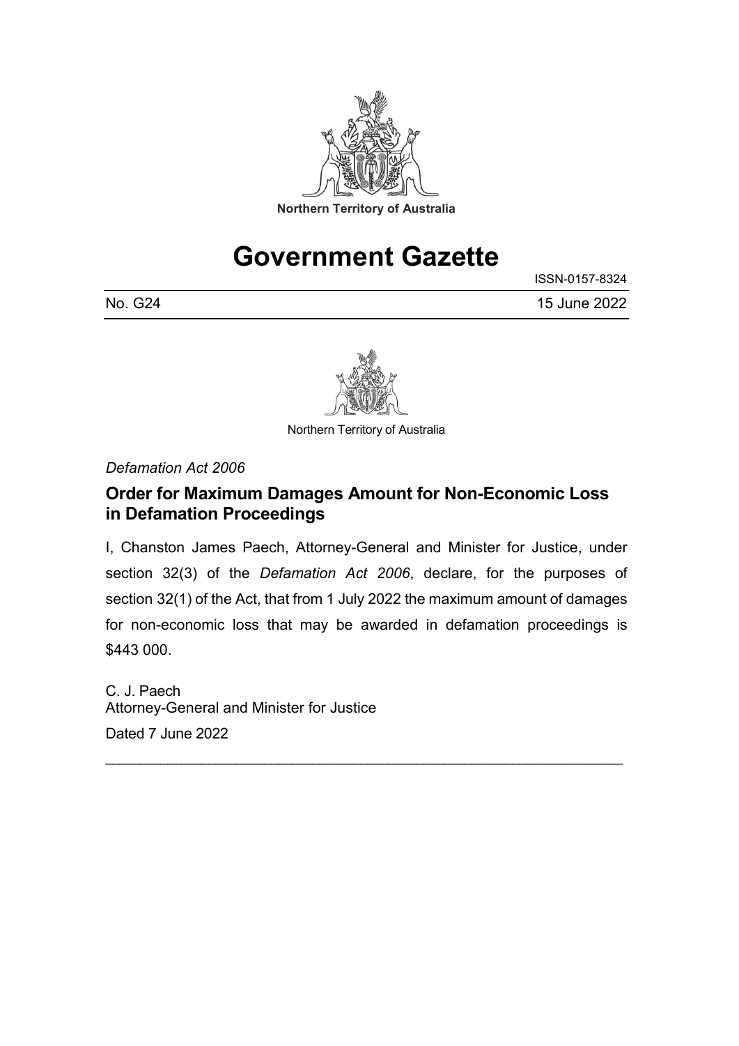Northern Territory of Australia

# Government Gazette

ISSN-0157-8324

No. G24 15 June 2022

Northern Territory of Australia

*Defamation Act 2006*

## Order for Maximum Damages Amount for Non-Economic Loss in Defamation Proceedings

I, Chanston James Paech, Attorney-General and Minister for Justice, under section 32(3) of the *Defamation Act 2006*, declare, for the purposes of section 32(1) of the Act, that from 1 July 2022 the maximum amount of damages for non-economic loss that may be awarded in defamation proceedings is $443 000.

C. J. Paech
Attorney-General and Minister for Justice
Dated 7 June 2022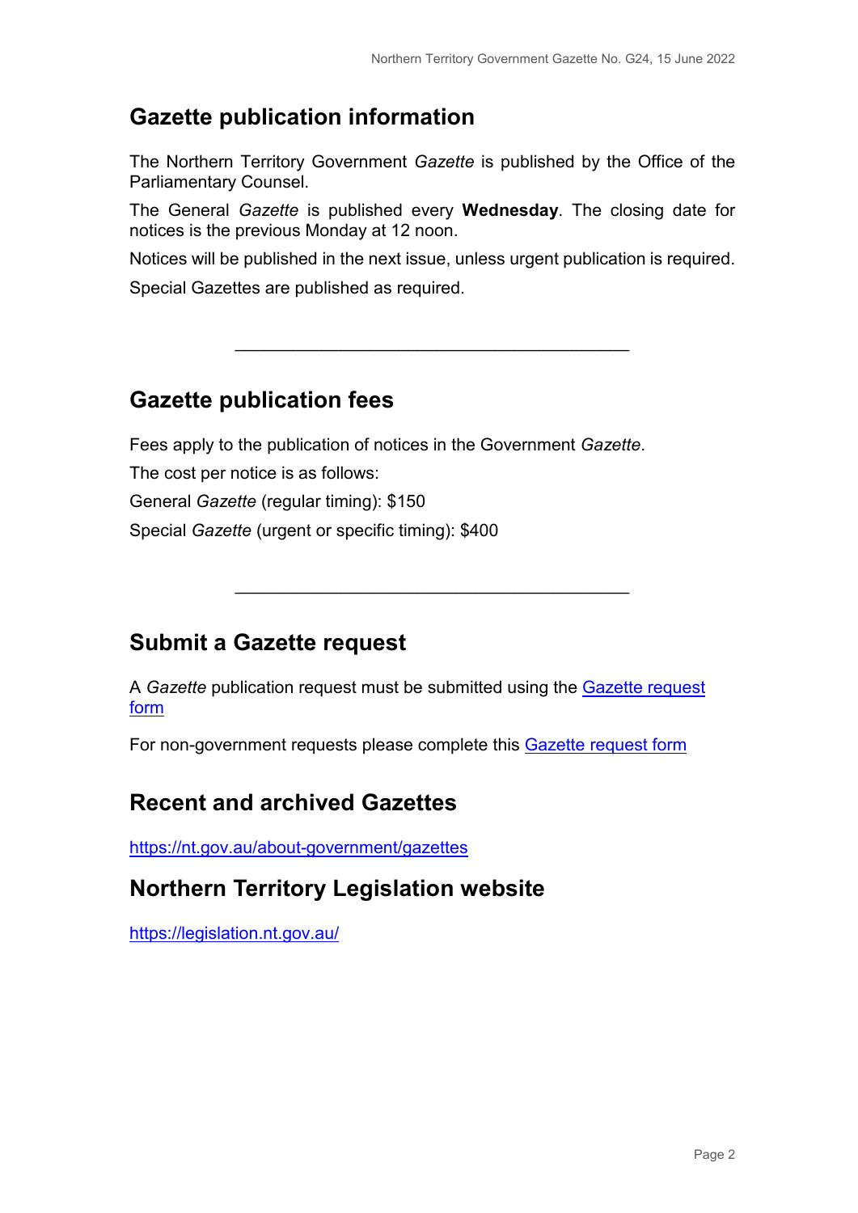## Gazette publication information

The Northern Territory Government *Gazette* is published by the Office of the Parliamentary Counsel.

The General *Gazette* is published every **Wednesday**. The closing date for notices is the previous Monday at 12 noon.

Notices will be published in the next issue, unless urgent publication is required.

Special Gazettes are published as required.

---

## Gazette publication fees

Fees apply to the publication of notices in the Government *Gazette*.

The cost per notice is as follows:

General *Gazette* (regular timing): $150

Special *Gazette* (urgent or specific timing): $400

---

## Submit a Gazette request

A *Gazette* publication request must be submitted using the Gazette request form

For non-government requests please complete this Gazette request form

## Recent and archived Gazettes

https://nt.gov.au/about-government/gazettes

## Northern Territory Legislation website

https://legislation.nt.gov.au/